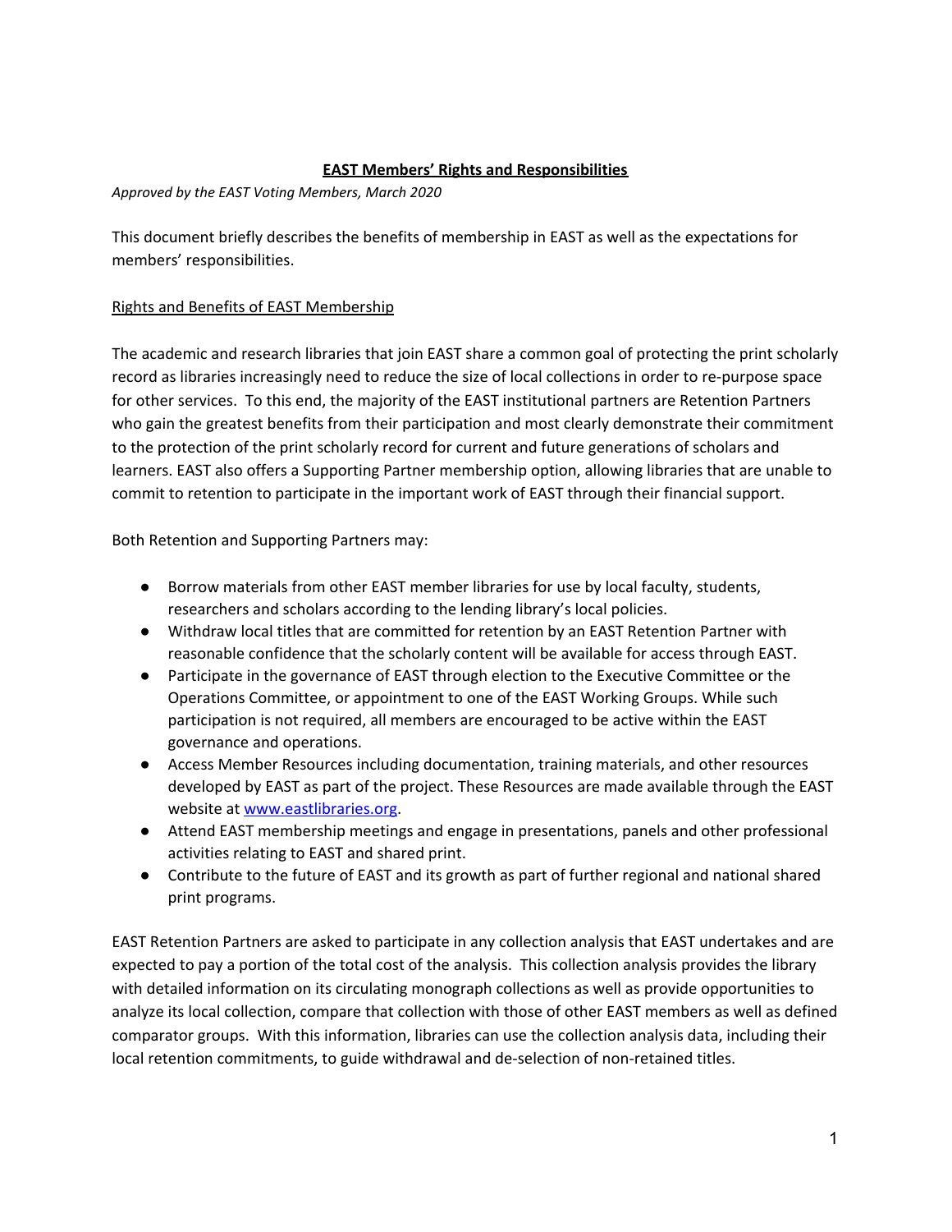# EAST Members' Rights and Responsibilities

*Approved by the EAST Voting Members, March 2020*

This document briefly describes the benefits of membership in EAST as well as the expectations for members' responsibilities.

## Rights and Benefits of EAST Membership

The academic and research libraries that join EAST share a common goal of protecting the print scholarly record as libraries increasingly need to reduce the size of local collections in order to re-purpose space for other services. To this end, the majority of the EAST institutional partners are Retention Partners who gain the greatest benefits from their participation and most clearly demonstrate their commitment to the protection of the print scholarly record for current and future generations of scholars and learners. EAST also offers a Supporting Partner membership option, allowing libraries that are unable to commit to retention to participate in the important work of EAST through their financial support.

Both Retention and Supporting Partners may:

- Borrow materials from other EAST member libraries for use by local faculty, students, researchers and scholars according to the lending library's local policies.
- Withdraw local titles that are committed for retention by an EAST Retention Partner with reasonable confidence that the scholarly content will be available for access through EAST.
- Participate in the governance of EAST through election to the Executive Committee or the Operations Committee, or appointment to one of the EAST Working Groups. While such participation is not required, all members are encouraged to be active within the EAST governance and operations.
- Access Member Resources including documentation, training materials, and other resources developed by EAST as part of the project. These Resources are made available through the EAST website at [www.eastlibraries.org](http://www.eastlibraries.org).
- Attend EAST membership meetings and engage in presentations, panels and other professional activities relating to EAST and shared print.
- Contribute to the future of EAST and its growth as part of further regional and national shared print programs.

EAST Retention Partners are asked to participate in any collection analysis that EAST undertakes and are expected to pay a portion of the total cost of the analysis. This collection analysis provides the library with detailed information on its circulating monograph collections as well as provide opportunities to analyze its local collection, compare that collection with those of other EAST members as well as defined comparator groups. With this information, libraries can use the collection analysis data, including their local retention commitments, to guide withdrawal and de-selection of non-retained titles.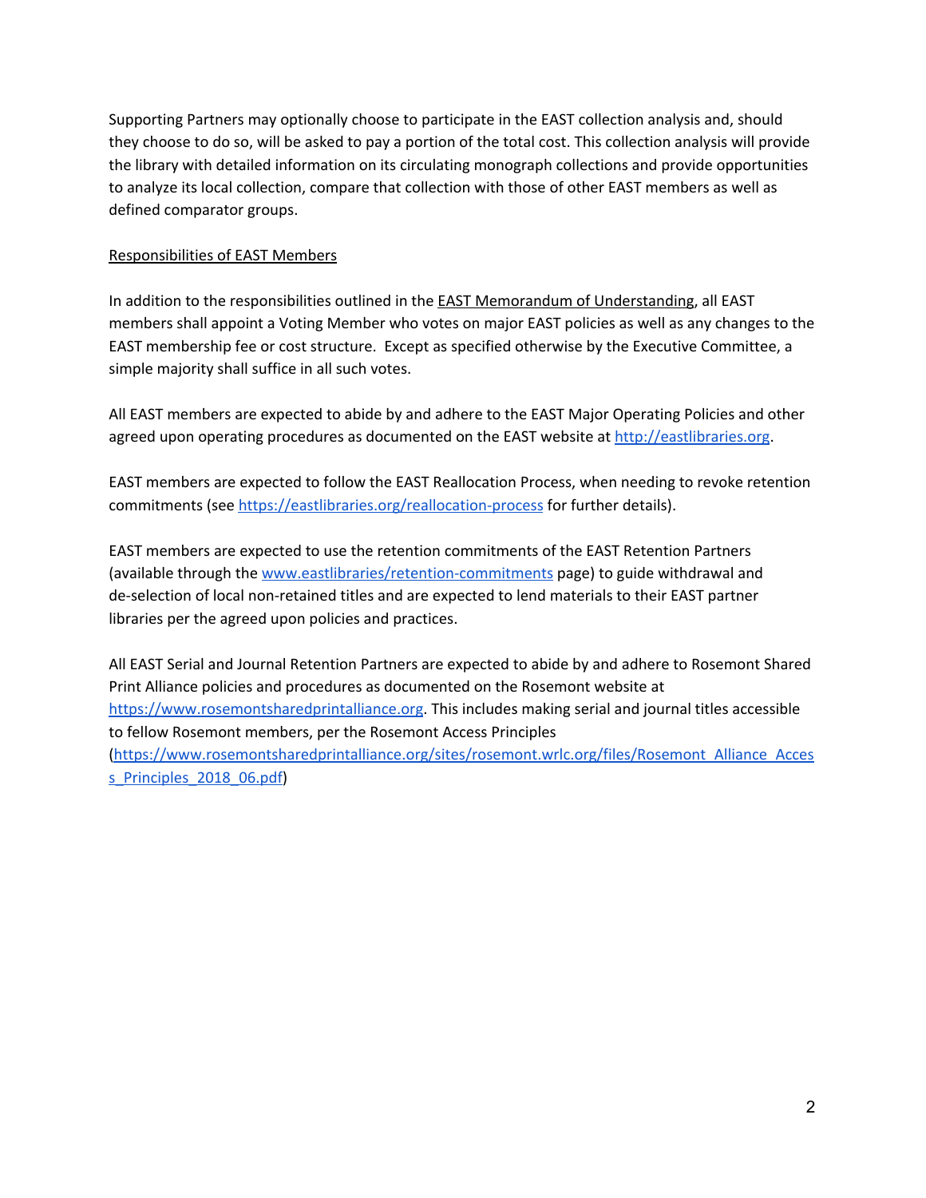Supporting Partners may optionally choose to participate in the EAST collection analysis and, should they choose to do so, will be asked to pay a portion of the total cost. This collection analysis will provide the library with detailed information on its circulating monograph collections and provide opportunities to analyze its local collection, compare that collection with those of other EAST members as well as defined comparator groups.

Responsibilities of EAST Members

In addition to the responsibilities outlined in the EAST Memorandum of Understanding, all EAST members shall appoint a Voting Member who votes on major EAST policies as well as any changes to the EAST membership fee or cost structure. Except as specified otherwise by the Executive Committee, a simple majority shall suffice in all such votes.

All EAST members are expected to abide by and adhere to the EAST Major Operating Policies and other agreed upon operating procedures as documented on the EAST website at http://eastlibraries.org.

EAST members are expected to follow the EAST Reallocation Process, when needing to revoke retention commitments (see https://eastlibraries.org/reallocation-process for further details).

EAST members are expected to use the retention commitments of the EAST Retention Partners (available through the www.eastlibraries/retention-commitments page) to guide withdrawal and de-selection of local non-retained titles and are expected to lend materials to their EAST partner libraries per the agreed upon policies and practices.

All EAST Serial and Journal Retention Partners are expected to abide by and adhere to Rosemont Shared Print Alliance policies and procedures as documented on the Rosemont website at https://www.rosemontsharedprintalliance.org. This includes making serial and journal titles accessible to fellow Rosemont members, per the Rosemont Access Principles (https://www.rosemontsharedprintalliance.org/sites/rosemont.wrlc.org/files/Rosemont_Alliance_Access_Principles_2018_06.pdf)